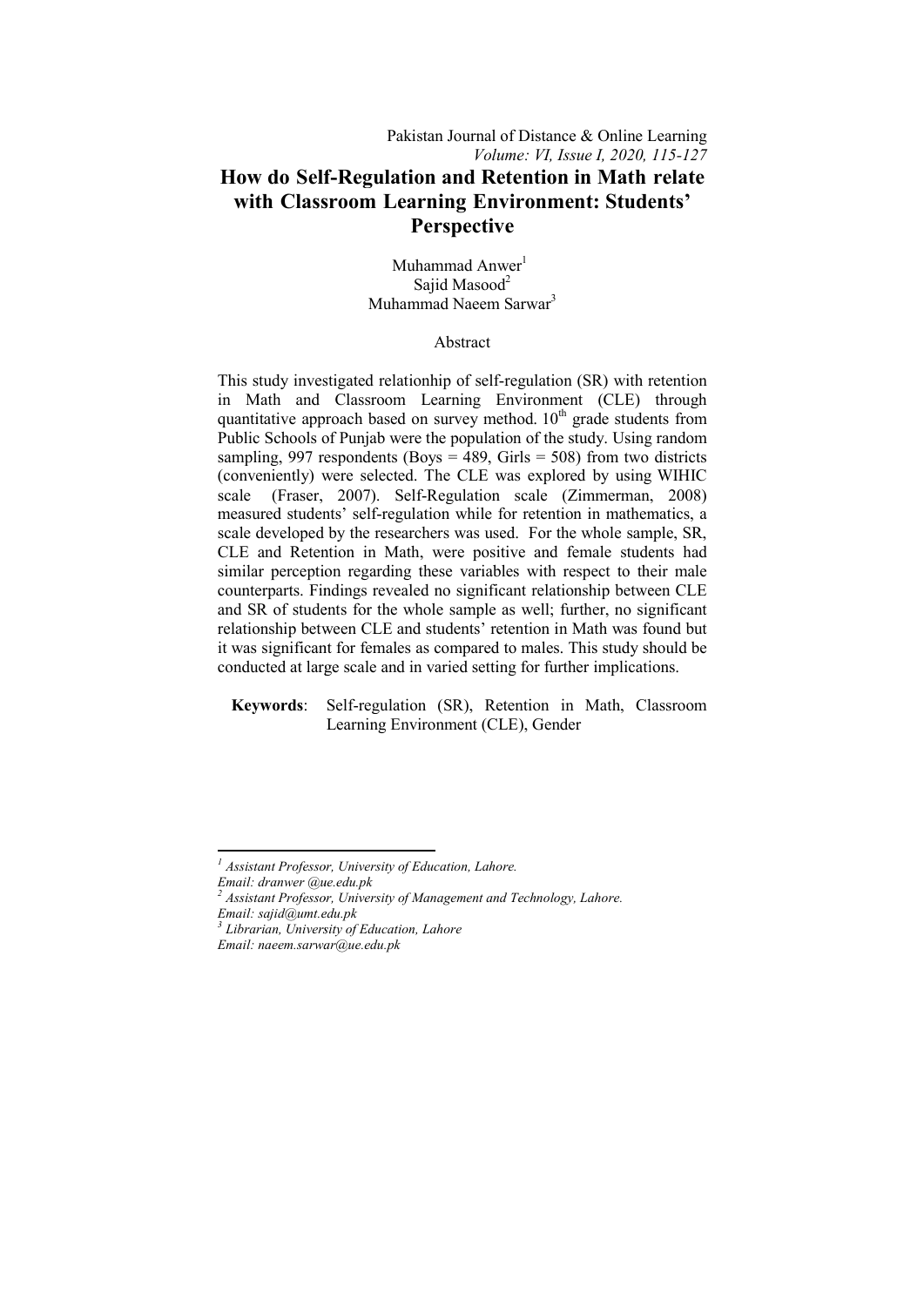# How do Self-Regulation and Retention in Math relate with Classroom Learning Environment: Students' Perspective

Muhammad Anwer[1]
Sajid Masood[2]
Muhammad Naeem Sarwar[3]

## Abstract

This study investigated relationhip of self-regulation (SR) with retention in Math and Classroom Learning Environment (CLE) through quantitative approach based on survey method. 10th grade students from Public Schools of Punjab were the population of the study. Using random sampling, 997 respondents (Boys = 489, Girls = 508) from two districts (conveniently) were selected. The CLE was explored by using WIHIC scale (Fraser, 2007). Self-Regulation scale (Zimmerman, 2008) measured students' self-regulation while for retention in mathematics, a scale developed by the researchers was used. For the whole sample, SR, CLE and Retention in Math, were positive and female students had similar perception regarding these variables with respect to their male counterparts. Findings revealed no significant relationship between CLE and SR of students for the whole sample as well; further, no significant relationship between CLE and students' retention in Math was found but it was significant for females as compared to males. This study should be conducted at large scale and in varied setting for further implications.

**Keywords**: Self-regulation (SR), Retention in Math, Classroom Learning Environment (CLE), Gender

---

[1] *Assistant Professor, University of Education, Lahore.*
*Email: dranwer @ue.edu.pk*
[2] *Assistant Professor, University of Management and Technology, Lahore.*
*Email: sajid@umt.edu.pk*
[3] *Librarian, University of Education, Lahore*
*Email: naeem.sarwar@ue.edu.pk*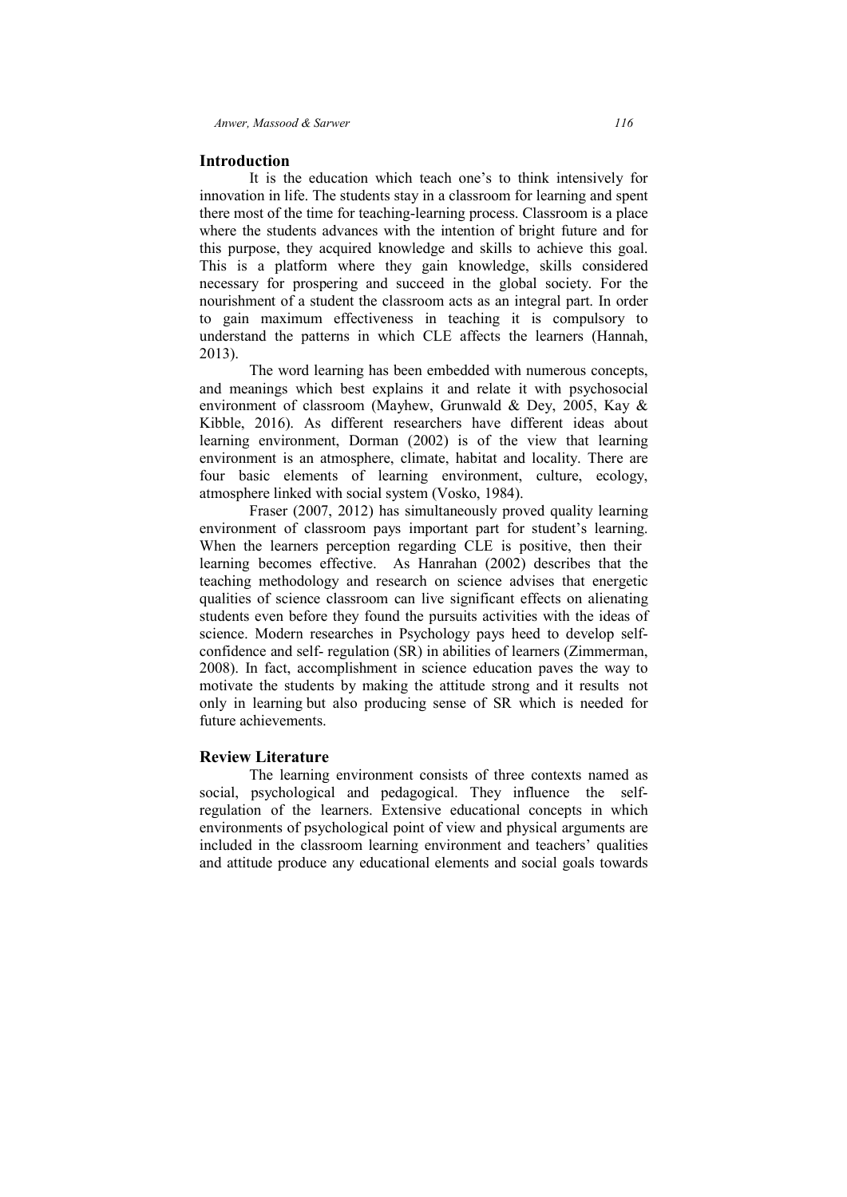## Introduction

It is the education which teach one's to think intensively for innovation in life. The students stay in a classroom for learning and spent there most of the time for teaching-learning process. Classroom is a place where the students advances with the intention of bright future and for this purpose, they acquired knowledge and skills to achieve this goal. This is a platform where they gain knowledge, skills considered necessary for prospering and succeed in the global society. For the nourishment of a student the classroom acts as an integral part. In order to gain maximum effectiveness in teaching it is compulsory to understand the patterns in which CLE affects the learners (Hannah, 2013).

The word learning has been embedded with numerous concepts, and meanings which best explains it and relate it with psychosocial environment of classroom (Mayhew, Grunwald & Dey, 2005, Kay & Kibble, 2016). As different researchers have different ideas about learning environment, Dorman (2002) is of the view that learning environment is an atmosphere, climate, habitat and locality. There are four basic elements of learning environment, culture, ecology, atmosphere linked with social system (Vosko, 1984).

Fraser (2007, 2012) has simultaneously proved quality learning environment of classroom pays important part for student's learning. When the learners perception regarding CLE is positive, then their learning becomes effective. As Hanrahan (2002) describes that the teaching methodology and research on science advises that energetic qualities of science classroom can live significant effects on alienating students even before they found the pursuits activities with the ideas of science. Modern researches in Psychology pays heed to develop self-confidence and self- regulation (SR) in abilities of learners (Zimmerman, 2008). In fact, accomplishment in science education paves the way to motivate the students by making the attitude strong and it results not only in learning but also producing sense of SR which is needed for future achievements.

## Review Literature

The learning environment consists of three contexts named as social, psychological and pedagogical. They influence the self-regulation of the learners. Extensive educational concepts in which environments of psychological point of view and physical arguments are included in the classroom learning environment and teachers' qualities and attitude produce any educational elements and social goals towards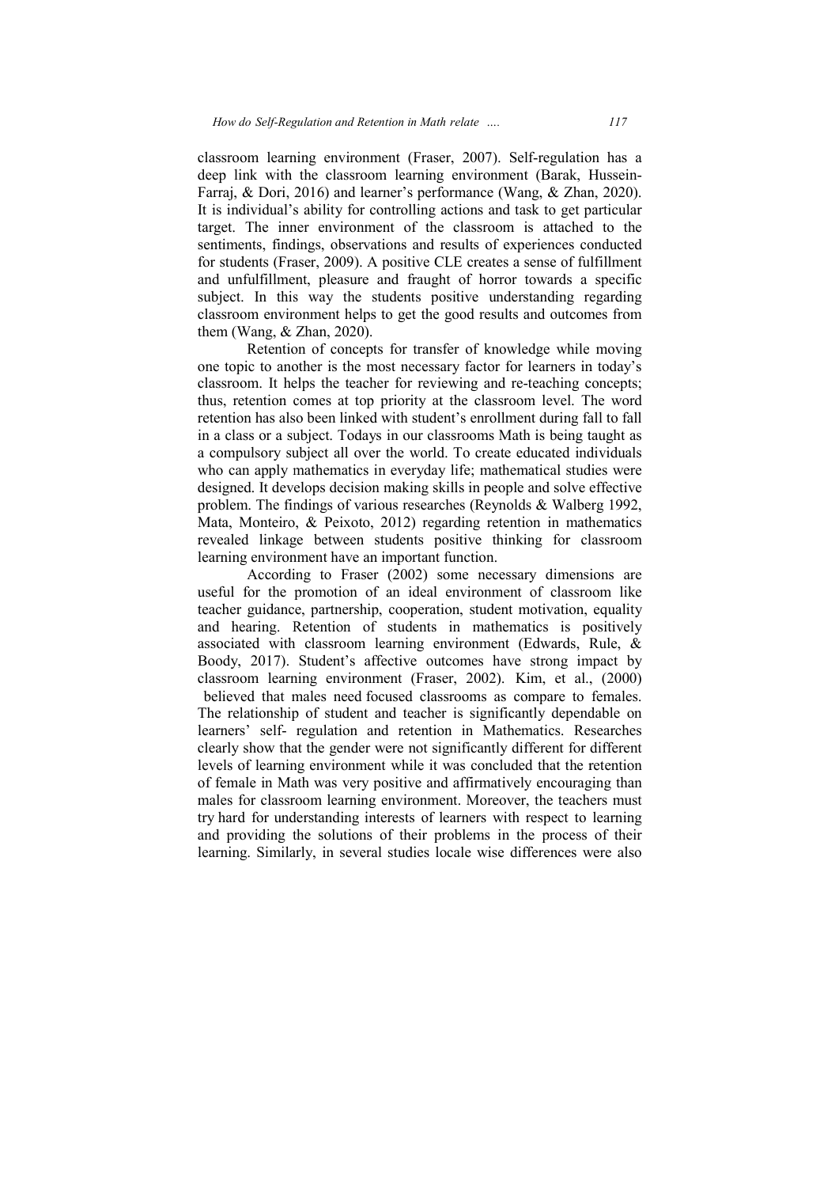classroom learning environment (Fraser, 2007). Self-regulation has a deep link with the classroom learning environment (Barak, Hussein-Farraj, & Dori, 2016) and learner's performance (Wang, & Zhan, 2020). It is individual's ability for controlling actions and task to get particular target. The inner environment of the classroom is attached to the sentiments, findings, observations and results of experiences conducted for students (Fraser, 2009). A positive CLE creates a sense of fulfillment and unfulfillment, pleasure and fraught of horror towards a specific subject. In this way the students positive understanding regarding classroom environment helps to get the good results and outcomes from them (Wang, & Zhan, 2020).

Retention of concepts for transfer of knowledge while moving one topic to another is the most necessary factor for learners in today's classroom. It helps the teacher for reviewing and re-teaching concepts; thus, retention comes at top priority at the classroom level. The word retention has also been linked with student's enrollment during fall to fall in a class or a subject. Todays in our classrooms Math is being taught as a compulsory subject all over the world. To create educated individuals who can apply mathematics in everyday life; mathematical studies were designed. It develops decision making skills in people and solve effective problem. The findings of various researches (Reynolds & Walberg 1992, Mata, Monteiro, & Peixoto, 2012) regarding retention in mathematics revealed linkage between students positive thinking for classroom learning environment have an important function.

According to Fraser (2002) some necessary dimensions are useful for the promotion of an ideal environment of classroom like teacher guidance, partnership, cooperation, student motivation, equality and hearing. Retention of students in mathematics is positively associated with classroom learning environment (Edwards, Rule, & Boody, 2017). Student's affective outcomes have strong impact by classroom learning environment (Fraser, 2002). Kim, et al., (2000) believed that males need focused classrooms as compare to females. The relationship of student and teacher is significantly dependable on learners' self- regulation and retention in Mathematics. Researches clearly show that the gender were not significantly different for different levels of learning environment while it was concluded that the retention of female in Math was very positive and affirmatively encouraging than males for classroom learning environment. Moreover, the teachers must try hard for understanding interests of learners with respect to learning and providing the solutions of their problems in the process of their learning. Similarly, in several studies locale wise differences were also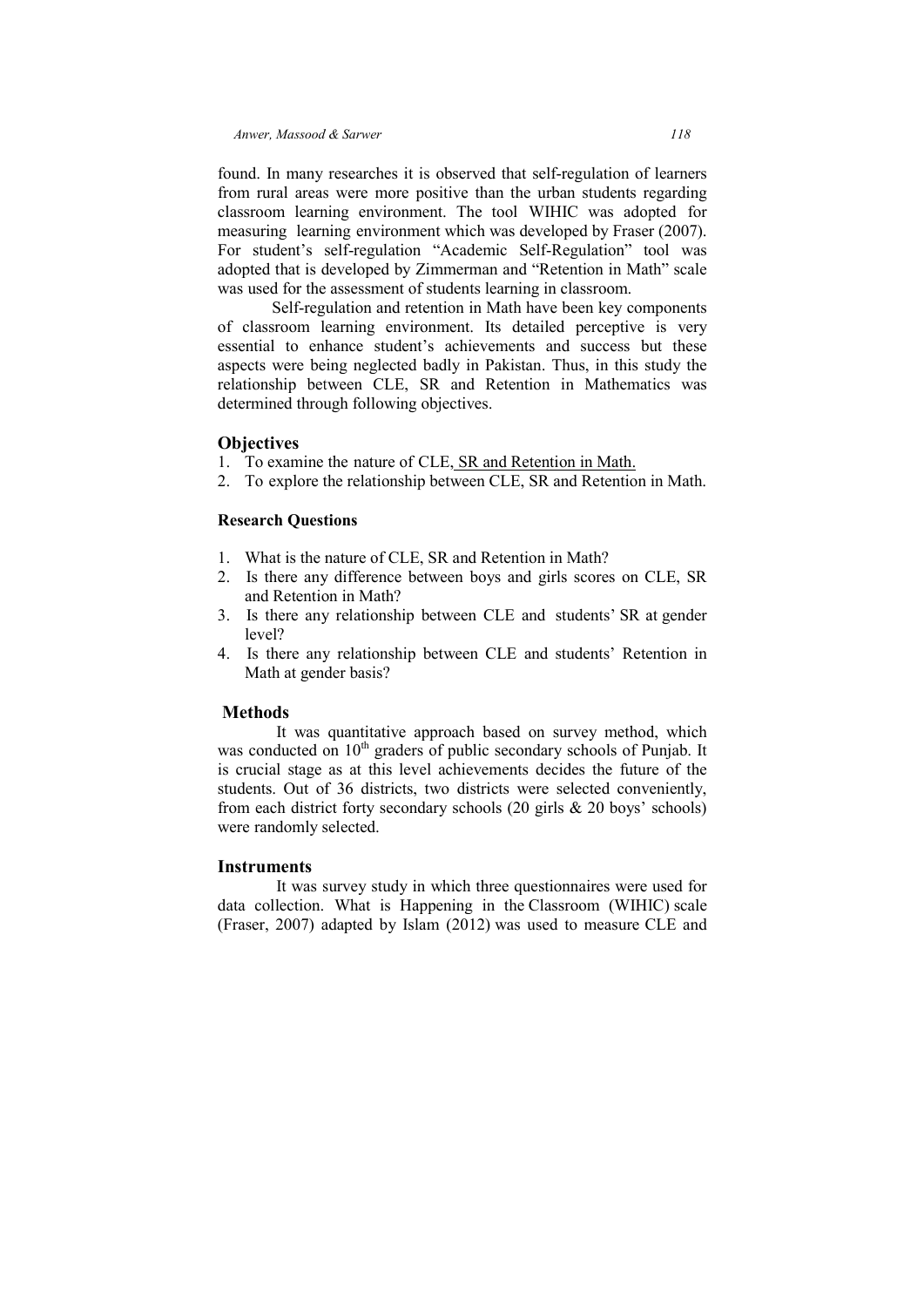found. In many researches it is observed that self-regulation of learners from rural areas were more positive than the urban students regarding classroom learning environment. The tool WIHIC was adopted for measuring learning environment which was developed by Fraser (2007). For student's self-regulation "Academic Self-Regulation" tool was adopted that is developed by Zimmerman and "Retention in Math" scale was used for the assessment of students learning in classroom.

Self-regulation and retention in Math have been key components of classroom learning environment. Its detailed perceptive is very essential to enhance student's achievements and success but these aspects were being neglected badly in Pakistan. Thus, in this study the relationship between CLE, SR and Retention in Mathematics was determined through following objectives.

## Objectives

1. To examine the nature of CLE, SR and Retention in Math.
2. To explore the relationship between CLE, SR and Retention in Math.

### Research Questions

1. What is the nature of CLE, SR and Retention in Math?
2. Is there any difference between boys and girls scores on CLE, SR and Retention in Math?
3. Is there any relationship between CLE and students' SR at gender level?
4. Is there any relationship between CLE and students' Retention in Math at gender basis?

## Methods

It was quantitative approach based on survey method, which was conducted on 10th graders of public secondary schools of Punjab. It is crucial stage as at this level achievements decides the future of the students. Out of 36 districts, two districts were selected conveniently, from each district forty secondary schools (20 girls & 20 boys' schools) were randomly selected.

## Instruments

It was survey study in which three questionnaires were used for data collection. What is Happening in the Classroom (WIHIC) scale (Fraser, 2007) adapted by Islam (2012) was used to measure CLE and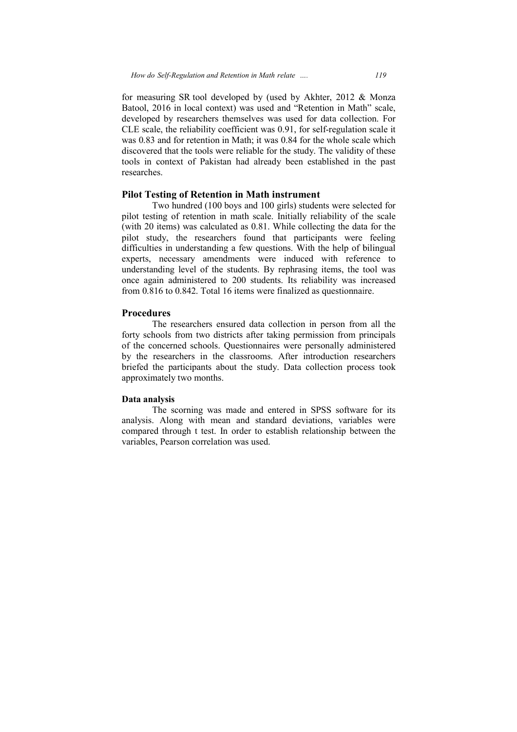for measuring SR tool developed by (used by Akhter, 2012 & Monza Batool, 2016 in local context) was used and "Retention in Math" scale, developed by researchers themselves was used for data collection. For CLE scale, the reliability coefficient was 0.91, for self-regulation scale it was 0.83 and for retention in Math; it was 0.84 for the whole scale which discovered that the tools were reliable for the study. The validity of these tools in context of Pakistan had already been established in the past researches.

## Pilot Testing of Retention in Math instrument

Two hundred (100 boys and 100 girls) students were selected for pilot testing of retention in math scale. Initially reliability of the scale (with 20 items) was calculated as 0.81. While collecting the data for the pilot study, the researchers found that participants were feeling difficulties in understanding a few questions. With the help of bilingual experts, necessary amendments were induced with reference to understanding level of the students. By rephrasing items, the tool was once again administered to 200 students. Its reliability was increased from 0.816 to 0.842. Total 16 items were finalized as questionnaire.

## Procedures

The researchers ensured data collection in person from all the forty schools from two districts after taking permission from principals of the concerned schools. Questionnaires were personally administered by the researchers in the classrooms. After introduction researchers briefed the participants about the study. Data collection process took approximately two months.

### Data analysis

The scorning was made and entered in SPSS software for its analysis. Along with mean and standard deviations, variables were compared through t test. In order to establish relationship between the variables, Pearson correlation was used.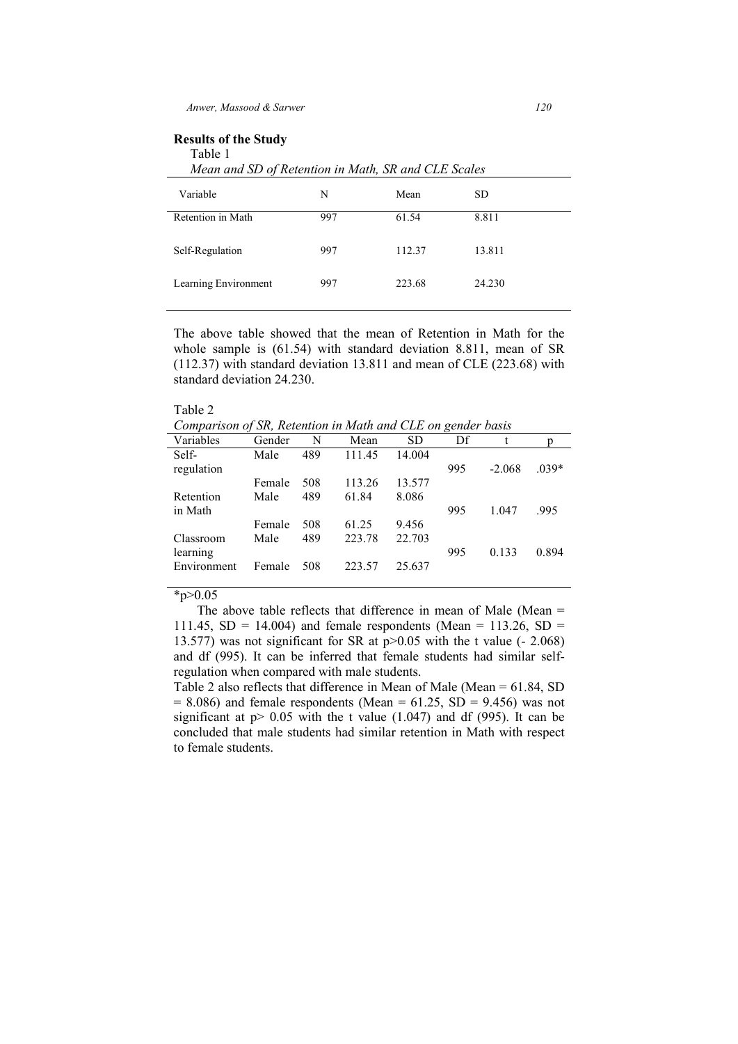**Results of the Study**

Table 1

*Mean and SD of Retention in Math, SR and CLE Scales*

| Variable | N | Mean | SD |
|---|---|---|---|
| Retention in Math | 997 | 61.54 | 8.811 |
| Self-Regulation | 997 | 112.37 | 13.811 |
| Learning Environment | 997 | 223.68 | 24.230 |

The above table showed that the mean of Retention in Math for the whole sample is (61.54) with standard deviation 8.811, mean of SR (112.37) with standard deviation 13.811 and mean of CLE (223.68) with standard deviation 24.230.

Table 2

*Comparison of SR, Retention in Math and CLE on gender basis*

| Variables | Gender | N | Mean | SD | Df | t | p |
|---|---|---|---|---|---|---|---|
| Self-regulation | Male | 489 | 111.45 | 14.004 | 995 | -2.068 | .039* |
| | Female | 508 | 113.26 | 13.577 | | | |
| Retention in Math | Male | 489 | 61.84 | 8.086 | 995 | 1.047 | .995 |
| | Female | 508 | 61.25 | 9.456 | | | |
| Classroom learning Environment | Male | 489 | 223.78 | 22.703 | 995 | 0.133 | 0.894 |
| | Female | 508 | 223.57 | 25.637 | | | |

*p>0.05

The above table reflects that difference in mean of Male (Mean = 111.45, SD = 14.004) and female respondents (Mean = 113.26, SD = 13.577) was not significant for SR at p>0.05 with the t value (- 2.068) and df (995). It can be inferred that female students had similar self-regulation when compared with male students.

Table 2 also reflects that difference in Mean of Male (Mean = 61.84, SD = 8.086) and female respondents (Mean = 61.25, SD = 9.456) was not significant at p> 0.05 with the t value (1.047) and df (995). It can be concluded that male students had similar retention in Math with respect to female students.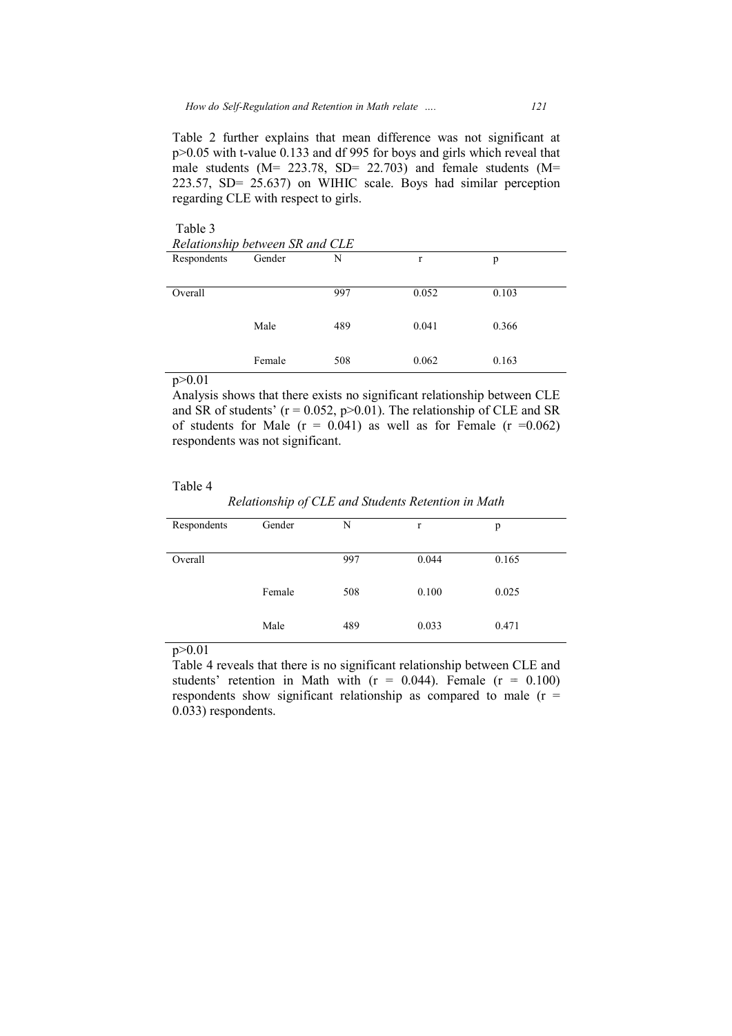Table 2 further explains that mean difference was not significant at $p>0.05$ with t-value 0.133 and df 995 for boys and girls which reveal that male students (M= 223.78, SD= 22.703) and female students (M= 223.57, SD= 25.637) on WIHIC scale. Boys had similar perception regarding CLE with respect to girls.

Table 3

*Relationship between SR and CLE*

| Respondents | Gender | N | r | p |
|---|---|---|---|---|
| Overall | | 997 | 0.052 | 0.103 |
| | Male | 489 | 0.041 | 0.366 |
| | Female | 508 | 0.062 | 0.163 |

$p>0.01$

Analysis shows that there exists no significant relationship between CLE and SR of students' ($r = 0.052$, $p>0.01$). The relationship of CLE and SR of students for Male ($r = 0.041$) as well as for Female ($r = 0.062$) respondents was not significant.

Table 4

*Relationship of CLE and Students Retention in Math*

| Respondents | Gender | N | r | p |
|---|---|---|---|---|
| Overall | | 997 | 0.044 | 0.165 |
| | Female | 508 | 0.100 | 0.025 |
| | Male | 489 | 0.033 | 0.471 |

$p>0.01$

Table 4 reveals that there is no significant relationship between CLE and students' retention in Math with ($r = 0.044$). Female ($r = 0.100$) respondents show significant relationship as compared to male ($r = 0.033$) respondents.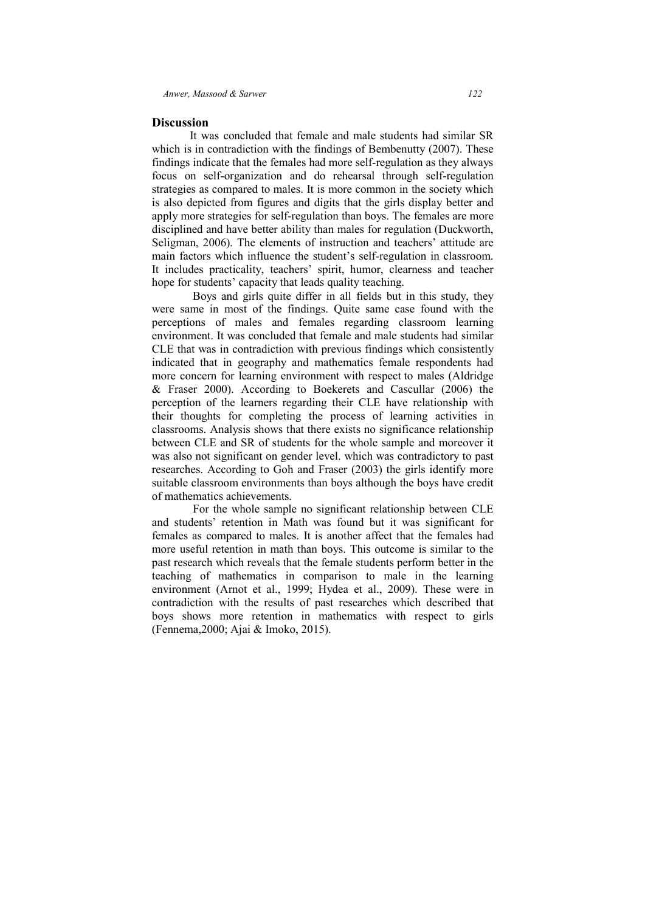## Discussion

It was concluded that female and male students had similar SR which is in contradiction with the findings of Bembenutty (2007). These findings indicate that the females had more self-regulation as they always focus on self-organization and do rehearsal through self-regulation strategies as compared to males. It is more common in the society which is also depicted from figures and digits that the girls display better and apply more strategies for self-regulation than boys. The females are more disciplined and have better ability than males for regulation (Duckworth, Seligman, 2006). The elements of instruction and teachers' attitude are main factors which influence the student's self-regulation in classroom. It includes practicality, teachers' spirit, humor, clearness and teacher hope for students' capacity that leads quality teaching.

Boys and girls quite differ in all fields but in this study, they were same in most of the findings. Quite same case found with the perceptions of males and females regarding classroom learning environment. It was concluded that female and male students had similar CLE that was in contradiction with previous findings which consistently indicated that in geography and mathematics female respondents had more concern for learning environment with respect to males (Aldridge & Fraser 2000). According to Boekerets and Cascullar (2006) the perception of the learners regarding their CLE have relationship with their thoughts for completing the process of learning activities in classrooms. Analysis shows that there exists no significance relationship between CLE and SR of students for the whole sample and moreover it was also not significant on gender level. which was contradictory to past researches. According to Goh and Fraser (2003) the girls identify more suitable classroom environments than boys although the boys have credit of mathematics achievements.

For the whole sample no significant relationship between CLE and students' retention in Math was found but it was significant for females as compared to males. It is another affect that the females had more useful retention in math than boys. This outcome is similar to the past research which reveals that the female students perform better in the teaching of mathematics in comparison to male in the learning environment (Arnot et al., 1999; Hydea et al., 2009). These were in contradiction with the results of past researches which described that boys shows more retention in mathematics with respect to girls (Fennema,2000; Ajai & Imoko, 2015).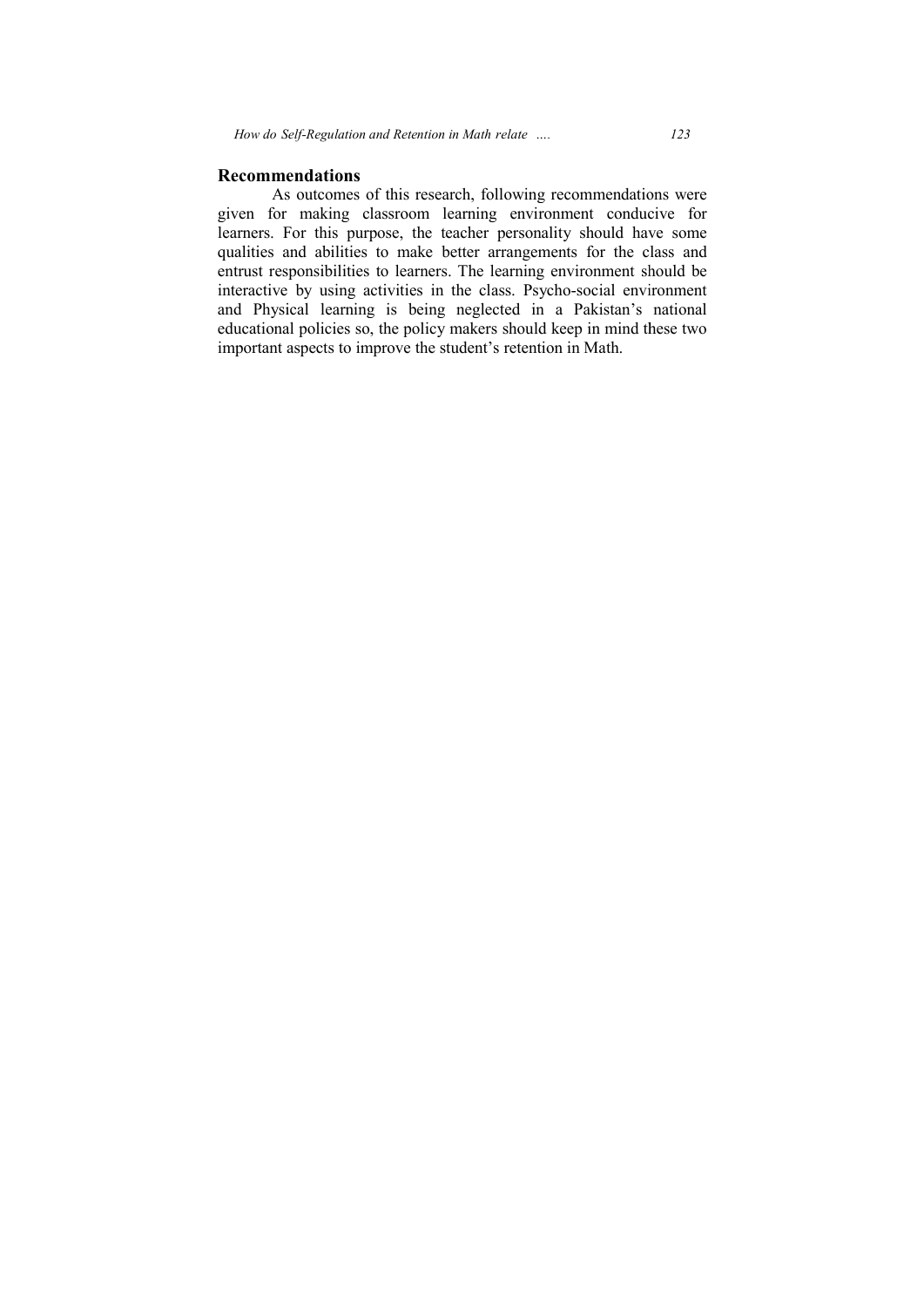## Recommendations

As outcomes of this research, following recommendations were given for making classroom learning environment conducive for learners. For this purpose, the teacher personality should have some qualities and abilities to make better arrangements for the class and entrust responsibilities to learners. The learning environment should be interactive by using activities in the class. Psycho-social environment and Physical learning is being neglected in a Pakistan's national educational policies so, the policy makers should keep in mind these two important aspects to improve the student's retention in Math.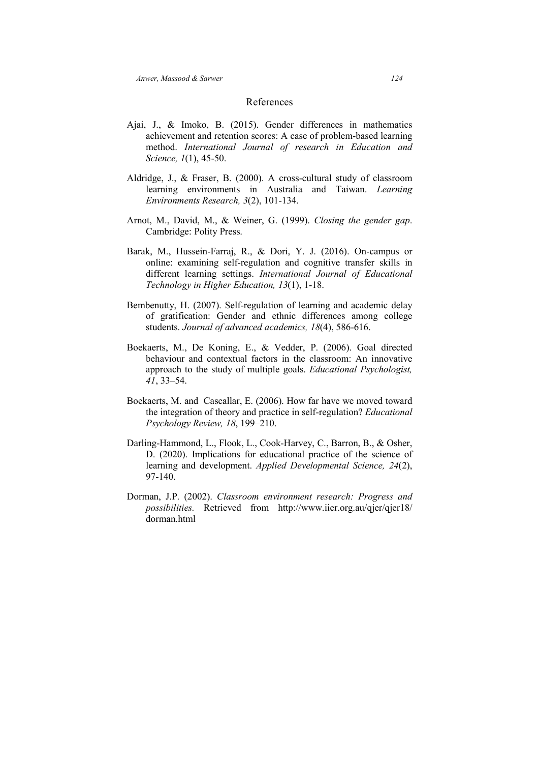## References

Ajai, J., & Imoko, B. (2015). Gender differences in mathematics achievement and retention scores: A case of problem-based learning method. *International Journal of research in Education and Science, 1*(1), 45-50.

Aldridge, J., & Fraser, B. (2000). A cross-cultural study of classroom learning environments in Australia and Taiwan. *Learning Environments Research, 3*(2), 101-134.

Arnot, M., David, M., & Weiner, G. (1999). *Closing the gender gap*. Cambridge: Polity Press.

Barak, M., Hussein-Farraj, R., & Dori, Y. J. (2016). On-campus or online: examining self-regulation and cognitive transfer skills in different learning settings. *International Journal of Educational Technology in Higher Education, 13*(1), 1-18.

Bembenutty, H. (2007). Self-regulation of learning and academic delay of gratification: Gender and ethnic differences among college students. *Journal of advanced academics, 18*(4), 586-616.

Boekaerts, M., De Koning, E., & Vedder, P. (2006). Goal directed behaviour and contextual factors in the classroom: An innovative approach to the study of multiple goals. *Educational Psychologist, 41*, 33–54.

Boekaerts, M. and Cascallar, E. (2006). How far have we moved toward the integration of theory and practice in self-regulation? *Educational Psychology Review, 18*, 199–210.

Darling-Hammond, L., Flook, L., Cook-Harvey, C., Barron, B., & Osher, D. (2020). Implications for educational practice of the science of learning and development. *Applied Developmental Science, 24*(2), 97-140.

Dorman, J.P. (2002). *Classroom environment research: Progress and possibilities.* Retrieved from http://www.iier.org.au/qjer/qjer18/dorman.html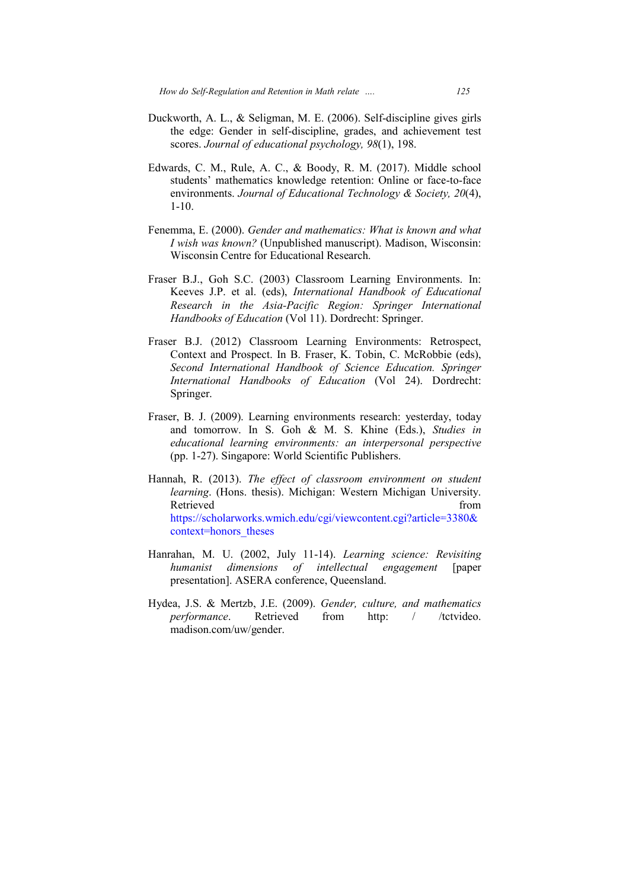Duckworth, A. L., & Seligman, M. E. (2006). Self-discipline gives girls the edge: Gender in self-discipline, grades, and achievement test scores. *Journal of educational psychology, 98*(1), 198.

Edwards, C. M., Rule, A. C., & Boody, R. M. (2017). Middle school students' mathematics knowledge retention: Online or face-to-face environments. *Journal of Educational Technology & Society, 20*(4), 1-10.

Fenemma, E. (2000). *Gender and mathematics: What is known and what I wish was known?* (Unpublished manuscript). Madison, Wisconsin: Wisconsin Centre for Educational Research.

Fraser B.J., Goh S.C. (2003) Classroom Learning Environments. In: Keeves J.P. et al. (eds), *International Handbook of Educational Research in the Asia-Pacific Region: Springer International Handbooks of Education* (Vol 11). Dordrecht: Springer.

Fraser B.J. (2012) Classroom Learning Environments: Retrospect, Context and Prospect. In B. Fraser, K. Tobin, C. McRobbie (eds), *Second International Handbook of Science Education. Springer International Handbooks of Education* (Vol 24). Dordrecht: Springer.

Fraser, B. J. (2009). Learning environments research: yesterday, today and tomorrow. In S. Goh & M. S. Khine (Eds.), *Studies in educational learning environments: an interpersonal perspective* (pp. 1-27). Singapore: World Scientific Publishers.

Hannah, R. (2013). *The effect of classroom environment on student learning*. (Hons. thesis). Michigan: Western Michigan University. Retrieved from https://scholarworks.wmich.edu/cgi/viewcontent.cgi?article=3380&context=honors_theses

Hanrahan, M. U. (2002, July 11-14). *Learning science: Revisiting humanist dimensions of intellectual engagement* [paper presentation]. ASERA conference, Queensland.

Hydea, J.S. & Mertzb, J.E. (2009). *Gender, culture, and mathematics performance*. Retrieved from http: / /tctvideo. madison.com/uw/gender.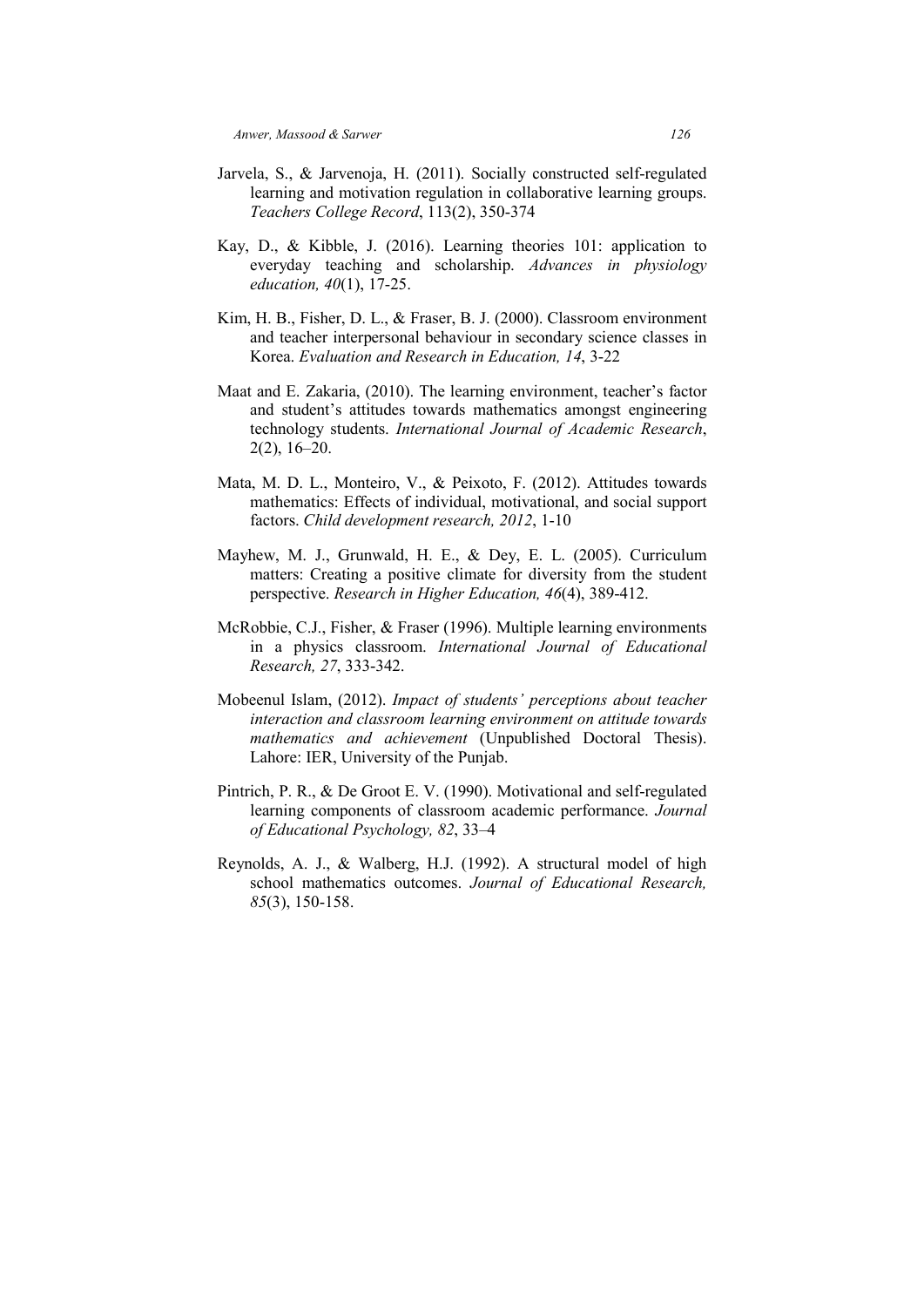Jarvela, S., & Jarvenoja, H. (2011). Socially constructed self-regulated learning and motivation regulation in collaborative learning groups. *Teachers College Record*, 113(2), 350-374

Kay, D., & Kibble, J. (2016). Learning theories 101: application to everyday teaching and scholarship. *Advances in physiology education, 40*(1), 17-25.

Kim, H. B., Fisher, D. L., & Fraser, B. J. (2000). Classroom environment and teacher interpersonal behaviour in secondary science classes in Korea. *Evaluation and Research in Education, 14*, 3-22

Maat and E. Zakaria, (2010). The learning environment, teacher's factor and student's attitudes towards mathematics amongst engineering technology students. *International Journal of Academic Research*, 2(2), 16–20.

Mata, M. D. L., Monteiro, V., & Peixoto, F. (2012). Attitudes towards mathematics: Effects of individual, motivational, and social support factors. *Child development research, 2012*, 1-10

Mayhew, M. J., Grunwald, H. E., & Dey, E. L. (2005). Curriculum matters: Creating a positive climate for diversity from the student perspective. *Research in Higher Education, 46*(4), 389-412.

McRobbie, C.J., Fisher, & Fraser (1996). Multiple learning environments in a physics classroom. *International Journal of Educational Research, 27*, 333-342.

Mobeenul Islam, (2012). *Impact of students' perceptions about teacher interaction and classroom learning environment on attitude towards mathematics and achievement* (Unpublished Doctoral Thesis). Lahore: IER, University of the Punjab.

Pintrich, P. R., & De Groot E. V. (1990). Motivational and self-regulated learning components of classroom academic performance. *Journal of Educational Psychology, 82*, 33–4

Reynolds, A. J., & Walberg, H.J. (1992). A structural model of high school mathematics outcomes. *Journal of Educational Research, 85*(3), 150-158.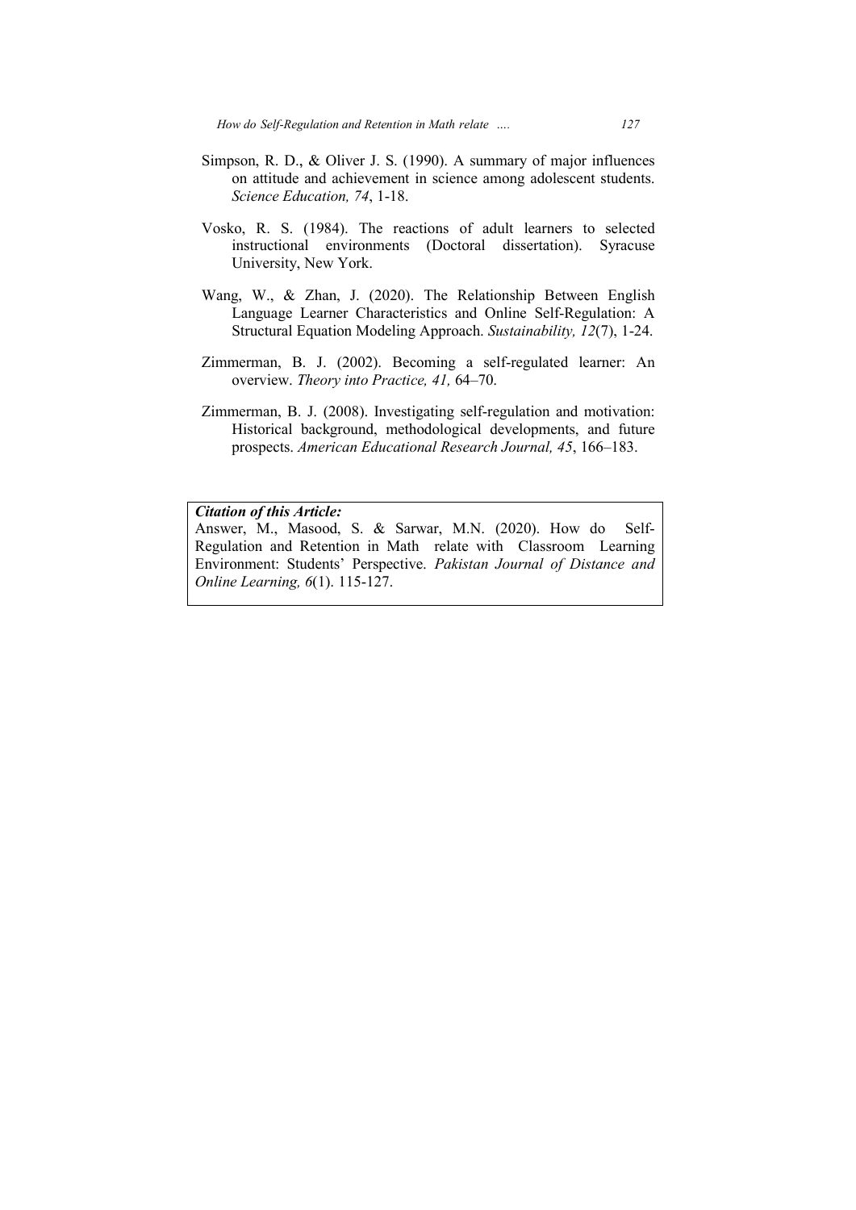Simpson, R. D., & Oliver J. S. (1990). A summary of major influences on attitude and achievement in science among adolescent students. *Science Education, 74*, 1-18.

Vosko, R. S. (1984). The reactions of adult learners to selected instructional environments (Doctoral dissertation). Syracuse University, New York.

Wang, W., & Zhan, J. (2020). The Relationship Between English Language Learner Characteristics and Online Self-Regulation: A Structural Equation Modeling Approach. *Sustainability, 12*(7), 1-24.

Zimmerman, B. J. (2002). Becoming a self-regulated learner: An overview. *Theory into Practice, 41,* 64–70.

Zimmerman, B. J. (2008). Investigating self-regulation and motivation: Historical background, methodological developments, and future prospects. *American Educational Research Journal, 45*, 166–183.

***Citation of this Article:***

Answer, M., Masood, S. & Sarwar, M.N. (2020). How do Self-Regulation and Retention in Math relate with Classroom Learning Environment: Students' Perspective. *Pakistan Journal of Distance and Online Learning, 6*(1). 115-127.